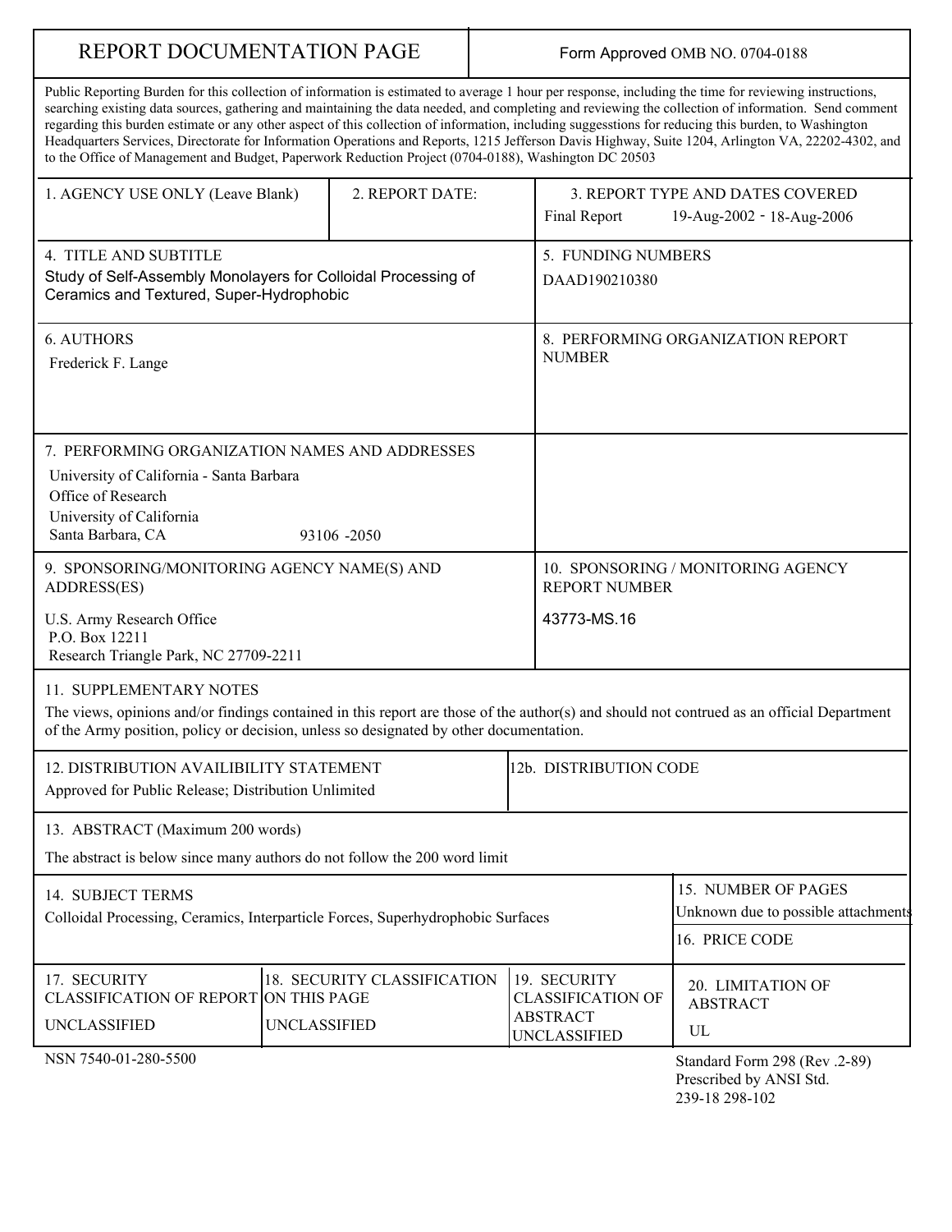# REPORT DOCUMENTATION PAGE

Form Approved OMB NO. 0704-0188

Public Reporting Burden for this collection of information is estimated to average 1 hour per response, including the time for reviewing instructions, searching existing data sources, gathering and maintaining the data needed, and completing and reviewing the collection of information. Send comment regarding this burden estimate or any other aspect of this collection of information, including suggesstions for reducing this burden, to Washington Headquarters Services, Directorate for Information Operations and Reports, 1215 Jefferson Davis Highway, Suite 1204, Arlington VA, 22202-4302, and to the Office of Management and Budget, Paperwork Reduction Project (0704-0188), Washington DC 20503

| 1. AGENCY USE ONLY (Leave Blank) | 2. REPORT DATE: | 3. REPORT TYPE AND DATES COVERED |
| --- | --- | --- |
| | | Final Report 19-Aug-2002 - 18-Aug-2006 |

| 4. TITLE AND SUBTITLE | 5. FUNDING NUMBERS |
| --- | --- |
| Study of Self-Assembly Monolayers for Colloidal Processing of Ceramics and Textured, Super-Hydrophobic | DAAD190210380 |

| 6. AUTHORS | 8. PERFORMING ORGANIZATION REPORT NUMBER |
| --- | --- |
| Frederick F. Lange | |

**7. PERFORMING ORGANIZATION NAMES AND ADDRESSES**

University of California - Santa Barbara
Office of Research
University of California
Santa Barbara, CA 93106 -2050

| 9. SPONSORING/MONITORING AGENCY NAME(S) AND ADDRESS(ES) | 10. SPONSORING / MONITORING AGENCY REPORT NUMBER |
| --- | --- |
| U.S. Army Research Office<br>P.O. Box 12211<br>Research Triangle Park, NC 27709-2211 | 43773-MS.16 |

**11. SUPPLEMENTARY NOTES**

The views, opinions and/or findings contained in this report are those of the author(s) and should not contrued as an official Department of the Army position, policy or decision, unless so designated by other documentation.

| 12. DISTRIBUTION AVAILIBILITY STATEMENT | 12b. DISTRIBUTION CODE |
| --- | --- |
| Approved for Public Release; Distribution Unlimited | |

**13. ABSTRACT (Maximum 200 words)**

The abstract is below since many authors do not follow the 200 word limit

| 14. SUBJECT TERMS | 15. NUMBER OF PAGES |
| --- | --- |
| Colloidal Processing, Ceramics, Interparticle Forces, Superhydrophobic Surfaces | Unknown due to possible attachments |
| | 16. PRICE CODE |

| 17. SECURITY CLASSIFICATION OF REPORT | 18. SECURITY CLASSIFICATION ON THIS PAGE | 19. SECURITY CLASSIFICATION OF ABSTRACT | 20. LIMITATION OF ABSTRACT |
| --- | --- | --- | --- |
| UNCLASSIFIED | UNCLASSIFIED | UNCLASSIFIED | UL |

NSN 7540-01-280-5500

Standard Form 298 (Rev .2-89)
Prescribed by ANSI Std.
239-18 298-102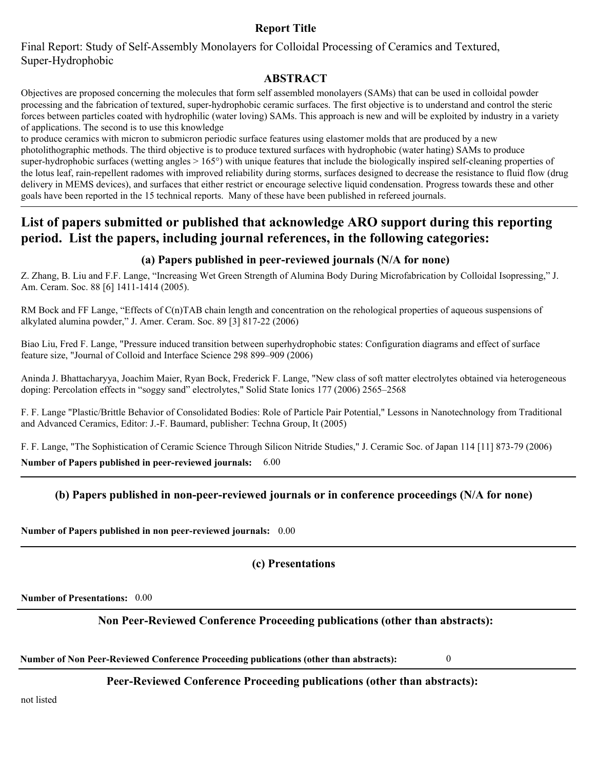**Report Title**

Final Report: Study of Self-Assembly Monolayers for Colloidal Processing of Ceramics and Textured, Super-Hydrophobic

## ABSTRACT

Objectives are proposed concerning the molecules that form self assembled monolayers (SAMs) that can be used in colloidal powder processing and the fabrication of textured, super-hydrophobic ceramic surfaces. The first objective is to understand and control the steric forces between particles coated with hydrophilic (water loving) SAMs. This approach is new and will be exploited by industry in a variety of applications. The second is to use this knowledge
to produce ceramics with micron to submicron periodic surface features using elastomer molds that are produced by a new photolithographic methods. The third objective is to produce textured surfaces with hydrophobic (water hating) SAMs to produce super-hydrophobic surfaces (wetting angles > 165°) with unique features that include the biologically inspired self-cleaning properties of the lotus leaf, rain-repellent radomes with improved reliability during storms, surfaces designed to decrease the resistance to fluid flow (drug delivery in MEMS devices), and surfaces that either restrict or encourage selective liquid condensation. Progress towards these and other goals have been reported in the 15 technical reports. Many of these have been published in refereed journals.

---

# List of papers submitted or published that acknowledge ARO support during this reporting period. List the papers, including journal references, in the following categories:

### (a) Papers published in peer-reviewed journals (N/A for none)

Z. Zhang, B. Liu and F.F. Lange, “Increasing Wet Green Strength of Alumina Body During Microfabrication by Colloidal Isopressing,” J. Am. Ceram. Soc. 88 [6] 1411-1414 (2005).

RM Bock and FF Lange, “Effects of C(n)TAB chain length and concentration on the rehological properties of aqueous suspensions of alkylated alumina powder,” J. Amer. Ceram. Soc. 89 [3] 817-22 (2006)

Biao Liu, Fred F. Lange, "Pressure induced transition between superhydrophobic states: Configuration diagrams and effect of surface feature size, "Journal of Colloid and Interface Science 298 899–909 (2006)

Aninda J. Bhattacharyya, Joachim Maier, Ryan Bock, Frederick F. Lange, "New class of soft matter electrolytes obtained via heterogeneous doping: Percolation effects in “soggy sand” electrolytes," Solid State Ionics 177 (2006) 2565–2568

F. F. Lange "Plastic/Brittle Behavior of Consolidated Bodies: Role of Particle Pair Potential," Lessons in Nanotechnology from Traditional and Advanced Ceramics, Editor: J.-F. Baumard, publisher: Techna Group, It (2005)

F. F. Lange, "The Sophistication of Ceramic Science Through Silicon Nitride Studies," J. Ceramic Soc. of Japan 114 [11] 873-79 (2006)

**Number of Papers published in peer-reviewed journals:** 6.00

---

### (b) Papers published in non-peer-reviewed journals or in conference proceedings (N/A for none)

**Number of Papers published in non peer-reviewed journals:** 0.00

---

### (c) Presentations

**Number of Presentations:** 0.00

---

### Non Peer-Reviewed Conference Proceeding publications (other than abstracts):

**Number of Non Peer-Reviewed Conference Proceeding publications (other than abstracts):** 0

---

### Peer-Reviewed Conference Proceeding publications (other than abstracts):

not listed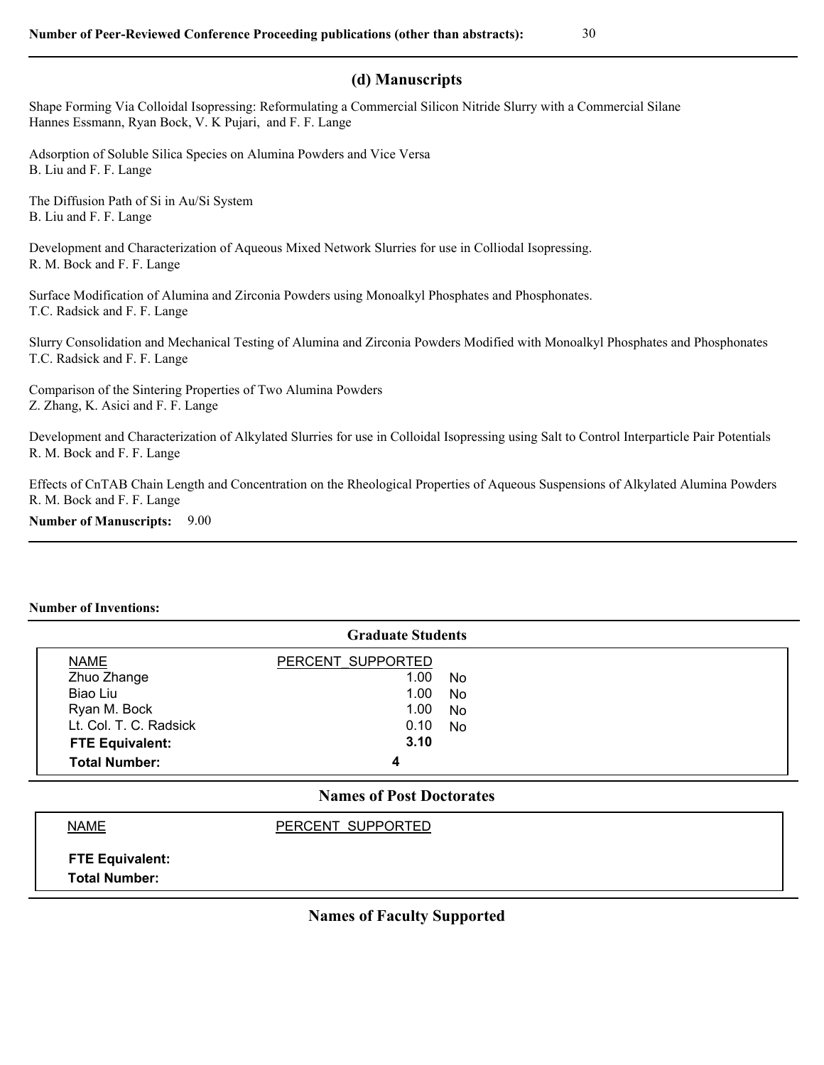**Number of Peer-Reviewed Conference Proceeding publications (other than abstracts):** 30

## (d) Manuscripts

Shape Forming Via Colloidal Isopressing: Reformulating a Commercial Silicon Nitride Slurry with a Commercial Silane
Hannes Essmann, Ryan Bock, V. K Pujari, and F. F. Lange

Adsorption of Soluble Silica Species on Alumina Powders and Vice Versa
B. Liu and F. F. Lange

The Diffusion Path of Si in Au/Si System
B. Liu and F. F. Lange

Development and Characterization of Aqueous Mixed Network Slurries for use in Colliodal Isopressing.
R. M. Bock and F. F. Lange

Surface Modification of Alumina and Zirconia Powders using Monoalkyl Phosphates and Phosphonates.
T.C. Radsick and F. F. Lange

Slurry Consolidation and Mechanical Testing of Alumina and Zirconia Powders Modified with Monoalkyl Phosphates and Phosphonates
T.C. Radsick and F. F. Lange

Comparison of the Sintering Properties of Two Alumina Powders
Z. Zhang, K. Asici and F. F. Lange

Development and Characterization of Alkylated Slurries for use in Colloidal Isopressing using Salt to Control Interparticle Pair Potentials
R. M. Bock and F. F. Lange

Effects of CnTAB Chain Length and Concentration on the Rheological Properties of Aqueous Suspensions of Alkylated Alumina Powders
R. M. Bock and F. F. Lange

**Number of Manuscripts:** 9.00

**Number of Inventions:**

## Graduate Students

| NAME | PERCENT_SUPPORTED | |
|---|---|---|
| Zhuo Zhange | 1.00 | No |
| Biao Liu | 1.00 | No |
| Ryan M. Bock | 1.00 | No |
| Lt. Col. T. C. Radsick | 0.10 | No |
| **FTE Equivalent:** | **3.10** | |
| **Total Number:** | **4** | |

## Names of Post Doctorates

| NAME | PERCENT_SUPPORTED |
|---|---|
| **FTE Equivalent:** | |
| **Total Number:** | |

## Names of Faculty Supported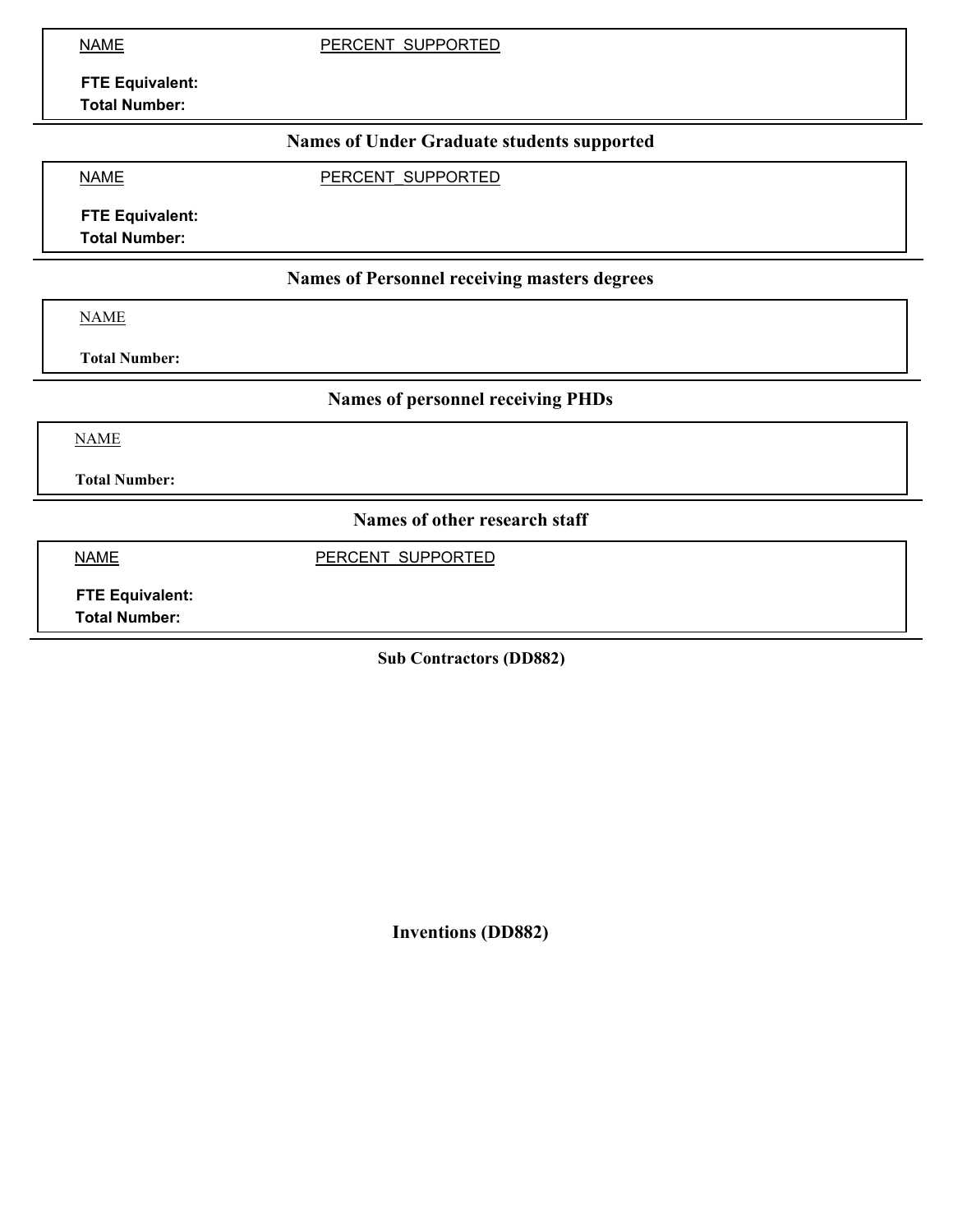| NAME | PERCENT_SUPPORTED |
|---|---|
| **FTE Equivalent:** | |
| **Total Number:** | |

## Names of Under Graduate students supported

| NAME | PERCENT_SUPPORTED |
|---|---|
| **FTE Equivalent:** | |
| **Total Number:** | |

## Names of Personnel receiving masters degrees

| NAME |
|---|
| **Total Number:** |

## Names of personnel receiving PHDs

| NAME |
|---|
| **Total Number:** |

## Names of other research staff

| NAME | PERCENT_SUPPORTED |
|---|---|
| **FTE Equivalent:** | |
| **Total Number:** | |

## Sub Contractors (DD882)

## Inventions (DD882)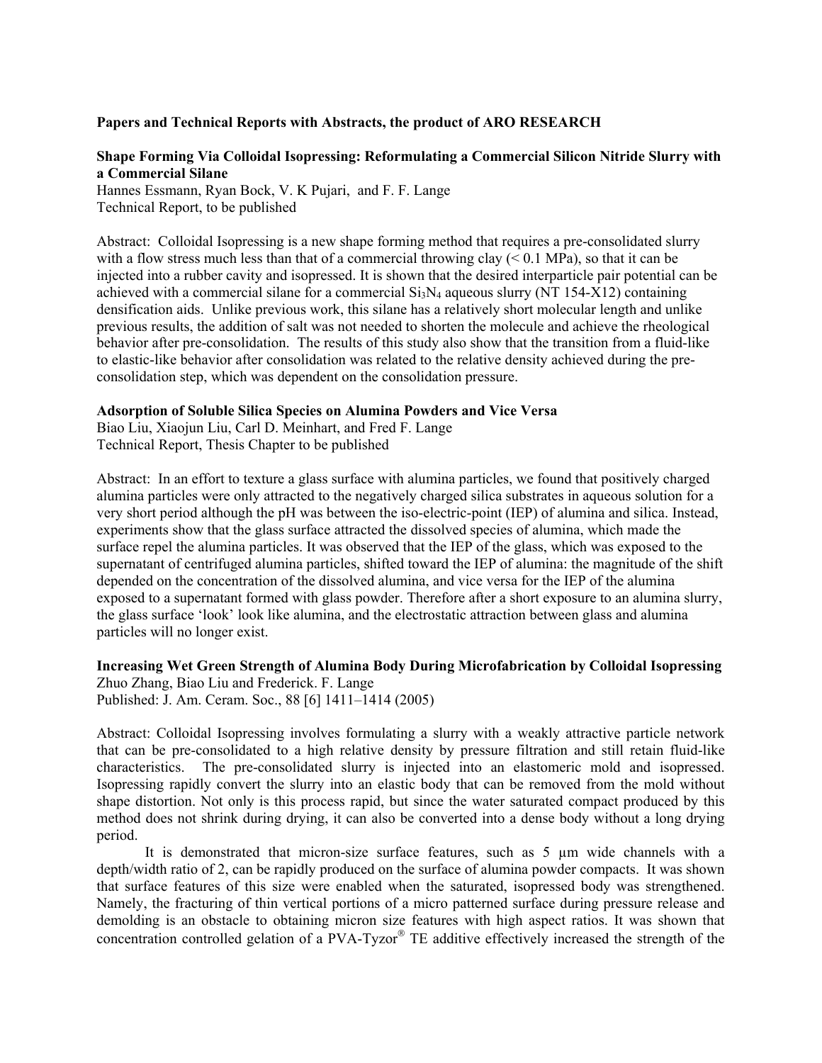**Papers and Technical Reports with Abstracts, the product of ARO RESEARCH**

**Shape Forming Via Colloidal Isopressing: Reformulating a Commercial Silicon Nitride Slurry with a Commercial Silane**
Hannes Essmann, Ryan Bock, V. K Pujari, and F. F. Lange
Technical Report, to be published

Abstract: Colloidal Isopressing is a new shape forming method that requires a pre-consolidated slurry with a flow stress much less than that of a commercial throwing clay (< 0.1 MPa), so that it can be injected into a rubber cavity and isopressed. It is shown that the desired interparticle pair potential can be achieved with a commercial silane for a commercial $Si_3N_4$ aqueous slurry (NT 154-X12) containing densification aids. Unlike previous work, this silane has a relatively short molecular length and unlike previous results, the addition of salt was not needed to shorten the molecule and achieve the rheological behavior after pre-consolidation. The results of this study also show that the transition from a fluid-like to elastic-like behavior after consolidation was related to the relative density achieved during the pre-consolidation step, which was dependent on the consolidation pressure.

**Adsorption of Soluble Silica Species on Alumina Powders and Vice Versa**
Biao Liu, Xiaojun Liu, Carl D. Meinhart, and Fred F. Lange
Technical Report, Thesis Chapter to be published

Abstract: In an effort to texture a glass surface with alumina particles, we found that positively charged alumina particles were only attracted to the negatively charged silica substrates in aqueous solution for a very short period although the pH was between the iso-electric-point (IEP) of alumina and silica. Instead, experiments show that the glass surface attracted the dissolved species of alumina, which made the surface repel the alumina particles. It was observed that the IEP of the glass, which was exposed to the supernatant of centrifuged alumina particles, shifted toward the IEP of alumina: the magnitude of the shift depended on the concentration of the dissolved alumina, and vice versa for the IEP of the alumina exposed to a supernatant formed with glass powder. Therefore after a short exposure to an alumina slurry, the glass surface 'look' look like alumina, and the electrostatic attraction between glass and alumina particles will no longer exist.

**Increasing Wet Green Strength of Alumina Body During Microfabrication by Colloidal Isopressing**
Zhuo Zhang, Biao Liu and Frederick. F. Lange
Published: J. Am. Ceram. Soc., 88 [6] 1411–1414 (2005)

Abstract: Colloidal Isopressing involves formulating a slurry with a weakly attractive particle network that can be pre-consolidated to a high relative density by pressure filtration and still retain fluid-like characteristics. The pre-consolidated slurry is injected into an elastomeric mold and isopressed. Isopressing rapidly convert the slurry into an elastic body that can be removed from the mold without shape distortion. Not only is this process rapid, but since the water saturated compact produced by this method does not shrink during drying, it can also be converted into a dense body without a long drying period.

It is demonstrated that micron-size surface features, such as 5 μm wide channels with a depth/width ratio of 2, can be rapidly produced on the surface of alumina powder compacts. It was shown that surface features of this size were enabled when the saturated, isopressed body was strengthened. Namely, the fracturing of thin vertical portions of a micro patterned surface during pressure release and demolding is an obstacle to obtaining micron size features with high aspect ratios. It was shown that concentration controlled gelation of a PVA-Tyzor® TE additive effectively increased the strength of the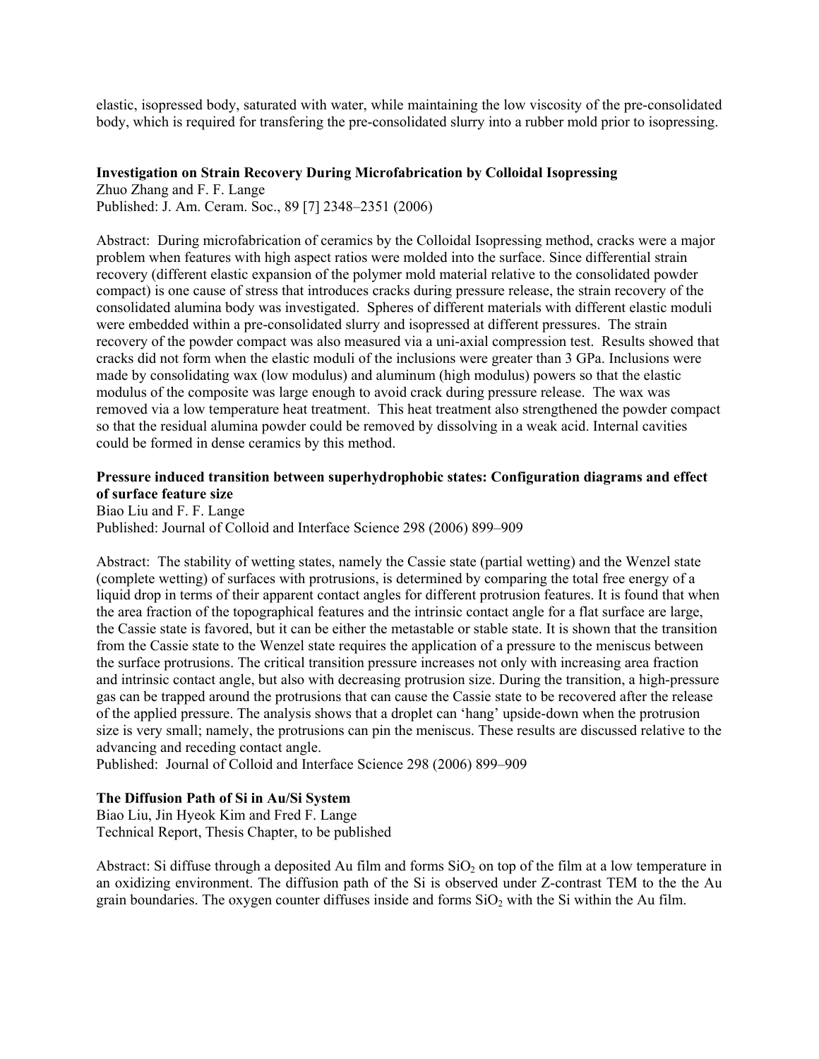elastic, isopressed body, saturated with water, while maintaining the low viscosity of the pre-consolidated body, which is required for transfering the pre-consolidated slurry into a rubber mold prior to isopressing.

**Investigation on Strain Recovery During Microfabrication by Colloidal Isopressing**
Zhuo Zhang and F. F. Lange
Published: J. Am. Ceram. Soc., 89 [7] 2348–2351 (2006)

Abstract: During microfabrication of ceramics by the Colloidal Isopressing method, cracks were a major problem when features with high aspect ratios were molded into the surface. Since differential strain recovery (different elastic expansion of the polymer mold material relative to the consolidated powder compact) is one cause of stress that introduces cracks during pressure release, the strain recovery of the consolidated alumina body was investigated. Spheres of different materials with different elastic moduli were embedded within a pre-consolidated slurry and isopressed at different pressures. The strain recovery of the powder compact was also measured via a uni-axial compression test. Results showed that cracks did not form when the elastic moduli of the inclusions were greater than 3 GPa. Inclusions were made by consolidating wax (low modulus) and aluminum (high modulus) powers so that the elastic modulus of the composite was large enough to avoid crack during pressure release. The wax was removed via a low temperature heat treatment. This heat treatment also strengthened the powder compact so that the residual alumina powder could be removed by dissolving in a weak acid. Internal cavities could be formed in dense ceramics by this method.

**Pressure induced transition between superhydrophobic states: Configuration diagrams and effect of surface feature size**
Biao Liu and F. F. Lange
Published: Journal of Colloid and Interface Science 298 (2006) 899–909

Abstract: The stability of wetting states, namely the Cassie state (partial wetting) and the Wenzel state (complete wetting) of surfaces with protrusions, is determined by comparing the total free energy of a liquid drop in terms of their apparent contact angles for different protrusion features. It is found that when the area fraction of the topographical features and the intrinsic contact angle for a flat surface are large, the Cassie state is favored, but it can be either the metastable or stable state. It is shown that the transition from the Cassie state to the Wenzel state requires the application of a pressure to the meniscus between the surface protrusions. The critical transition pressure increases not only with increasing area fraction and intrinsic contact angle, but also with decreasing protrusion size. During the transition, a high-pressure gas can be trapped around the protrusions that can cause the Cassie state to be recovered after the release of the applied pressure. The analysis shows that a droplet can 'hang' upside-down when the protrusion size is very small; namely, the protrusions can pin the meniscus. These results are discussed relative to the advancing and receding contact angle.
Published: Journal of Colloid and Interface Science 298 (2006) 899–909

**The Diffusion Path of Si in Au/Si System**
Biao Liu, Jin Hyeok Kim and Fred F. Lange
Technical Report, Thesis Chapter, to be published

Abstract: Si diffuse through a deposited Au film and forms $SiO_2$ on top of the film at a low temperature in an oxidizing environment. The diffusion path of the Si is observed under Z-contrast TEM to the the Au grain boundaries. The oxygen counter diffuses inside and forms $SiO_2$ with the Si within the Au film.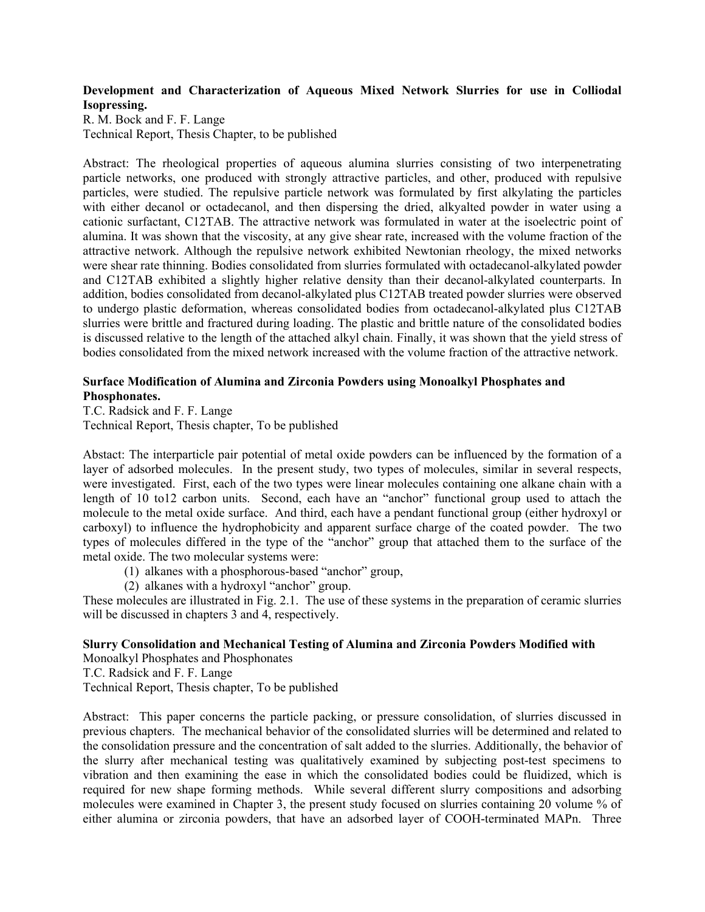**Development and Characterization of Aqueous Mixed Network Slurries for use in Colliodal Isopressing.**
R. M. Bock and F. F. Lange
Technical Report, Thesis Chapter, to be published

Abstract: The rheological properties of aqueous alumina slurries consisting of two interpenetrating particle networks, one produced with strongly attractive particles, and other, produced with repulsive particles, were studied. The repulsive particle network was formulated by first alkylating the particles with either decanol or octadecanol, and then dispersing the dried, alkyalted powder in water using a cationic surfactant, C12TAB. The attractive network was formulated in water at the isoelectric point of alumina. It was shown that the viscosity, at any give shear rate, increased with the volume fraction of the attractive network. Although the repulsive network exhibited Newtonian rheology, the mixed networks were shear rate thinning. Bodies consolidated from slurries formulated with octadecanol-alkylated powder and C12TAB exhibited a slightly higher relative density than their decanol-alkylated counterparts. In addition, bodies consolidated from decanol-alkylated plus C12TAB treated powder slurries were observed to undergo plastic deformation, whereas consolidated bodies from octadecanol-alkylated plus C12TAB slurries were brittle and fractured during loading. The plastic and brittle nature of the consolidated bodies is discussed relative to the length of the attached alkyl chain. Finally, it was shown that the yield stress of bodies consolidated from the mixed network increased with the volume fraction of the attractive network.

**Surface Modification of Alumina and Zirconia Powders using Monoalkyl Phosphates and Phosphonates.**
T.C. Radsick and F. F. Lange
Technical Report, Thesis chapter, To be published

Abstact: The interparticle pair potential of metal oxide powders can be influenced by the formation of a layer of adsorbed molecules. In the present study, two types of molecules, similar in several respects, were investigated. First, each of the two types were linear molecules containing one alkane chain with a length of 10 to12 carbon units. Second, each have an "anchor" functional group used to attach the molecule to the metal oxide surface. And third, each have a pendant functional group (either hydroxyl or carboxyl) to influence the hydrophobicity and apparent surface charge of the coated powder. The two types of molecules differed in the type of the "anchor" group that attached them to the surface of the metal oxide. The two molecular systems were:

(1) alkanes with a phosphorous-based "anchor" group,
(2) alkanes with a hydroxyl "anchor" group.

These molecules are illustrated in Fig. 2.1. The use of these systems in the preparation of ceramic slurries will be discussed in chapters 3 and 4, respectively.

**Slurry Consolidation and Mechanical Testing of Alumina and Zirconia Powders Modified with** Monoalkyl Phosphates and Phosphonates
T.C. Radsick and F. F. Lange
Technical Report, Thesis chapter, To be published

Abstract: This paper concerns the particle packing, or pressure consolidation, of slurries discussed in previous chapters. The mechanical behavior of the consolidated slurries will be determined and related to the consolidation pressure and the concentration of salt added to the slurries. Additionally, the behavior of the slurry after mechanical testing was qualitatively examined by subjecting post-test specimens to vibration and then examining the ease in which the consolidated bodies could be fluidized, which is required for new shape forming methods. While several different slurry compositions and adsorbing molecules were examined in Chapter 3, the present study focused on slurries containing 20 volume % of either alumina or zirconia powders, that have an adsorbed layer of COOH-terminated MAPn. Three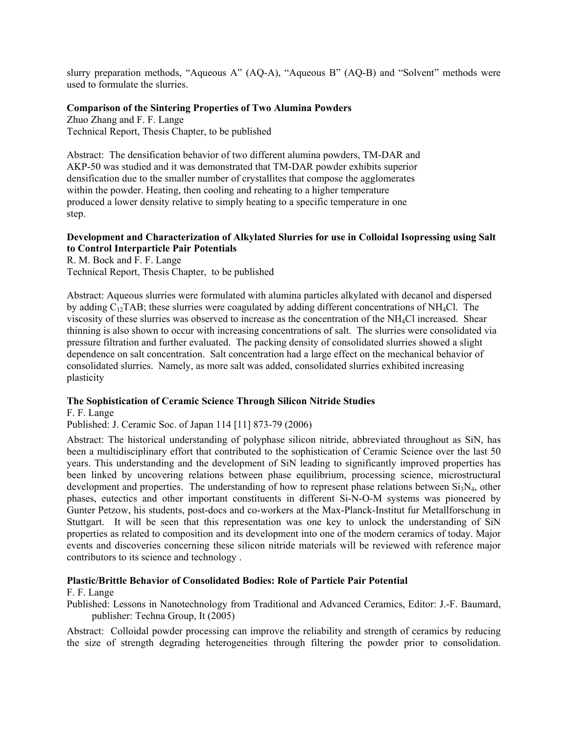slurry preparation methods, "Aqueous A" (AQ-A), "Aqueous B" (AQ-B) and "Solvent" methods were used to formulate the slurries.

**Comparison of the Sintering Properties of Two Alumina Powders**
Zhuo Zhang and F. F. Lange
Technical Report, Thesis Chapter, to be published

Abstract: The densification behavior of two different alumina powders, TM-DAR and AKP-50 was studied and it was demonstrated that TM-DAR powder exhibits superior densification due to the smaller number of crystallites that compose the agglomerates within the powder. Heating, then cooling and reheating to a higher temperature produced a lower density relative to simply heating to a specific temperature in one step.

**Development and Characterization of Alkylated Slurries for use in Colloidal Isopressing using Salt to Control Interparticle Pair Potentials**
R. M. Bock and F. F. Lange
Technical Report, Thesis Chapter, to be published

Abstract: Aqueous slurries were formulated with alumina particles alkylated with decanol and dispersed by adding $C_{12}TAB$; these slurries were coagulated by adding different concentrations of $NH_4Cl$. The viscosity of these slurries was observed to increase as the concentration of the $NH_4Cl$ increased. Shear thinning is also shown to occur with increasing concentrations of salt. The slurries were consolidated via pressure filtration and further evaluated. The packing density of consolidated slurries showed a slight dependence on salt concentration. Salt concentration had a large effect on the mechanical behavior of consolidated slurries. Namely, as more salt was added, consolidated slurries exhibited increasing plasticity

**The Sophistication of Ceramic Science Through Silicon Nitride Studies**
F. F. Lange
Published: J. Ceramic Soc. of Japan 114 [11] 873-79 (2006)

Abstract: The historical understanding of polyphase silicon nitride, abbreviated throughout as SiN, has been a multidisciplinary effort that contributed to the sophistication of Ceramic Science over the last 50 years. This understanding and the development of SiN leading to significantly improved properties has been linked by uncovering relations between phase equilibrium, processing science, microstructural development and properties. The understanding of how to represent phase relations between $Si_3N_4$, other phases, eutectics and other important constituents in different Si-N-O-M systems was pioneered by Gunter Petzow, his students, post-docs and co-workers at the Max-Planck-Institut fur Metallforschung in Stuttgart. It will be seen that this representation was one key to unlock the understanding of SiN properties as related to composition and its development into one of the modern ceramics of today. Major events and discoveries concerning these silicon nitride materials will be reviewed with reference major contributors to its science and technology .

**Plastic/Brittle Behavior of Consolidated Bodies: Role of Particle Pair Potential**
F. F. Lange
Published: Lessons in Nanotechnology from Traditional and Advanced Ceramics, Editor: J.-F. Baumard, publisher: Techna Group, It (2005)

Abstract: Colloidal powder processing can improve the reliability and strength of ceramics by reducing the size of strength degrading heterogeneities through filtering the powder prior to consolidation.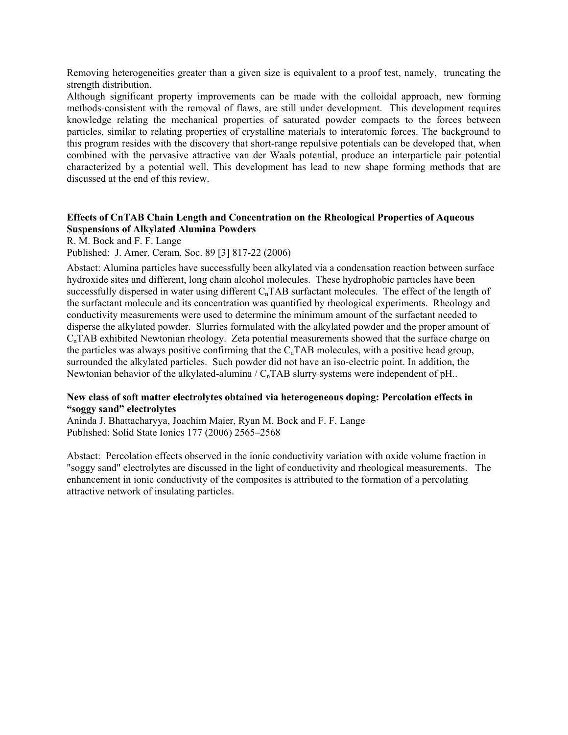Removing heterogeneities greater than a given size is equivalent to a proof test, namely, truncating the strength distribution.

Although significant property improvements can be made with the colloidal approach, new forming methods-consistent with the removal of flaws, are still under development. This development requires knowledge relating the mechanical properties of saturated powder compacts to the forces between particles, similar to relating properties of crystalline materials to interatomic forces. The background to this program resides with the discovery that short-range repulsive potentials can be developed that, when combined with the pervasive attractive van der Waals potential, produce an interparticle pair potential characterized by a potential well. This development has lead to new shape forming methods that are discussed at the end of this review.

**Effects of CnTAB Chain Length and Concentration on the Rheological Properties of Aqueous Suspensions of Alkylated Alumina Powders**

R. M. Bock and F. F. Lange

Published: J. Amer. Ceram. Soc. 89 [3] 817-22 (2006)

Abstact: Alumina particles have successfully been alkylated via a condensation reaction between surface hydroxide sites and different, long chain alcohol molecules. These hydrophobic particles have been successfully dispersed in water using different $C_nTAB$ surfactant molecules. The effect of the length of the surfactant molecule and its concentration was quantified by rheological experiments. Rheology and conductivity measurements were used to determine the minimum amount of the surfactant needed to disperse the alkylated powder. Slurries formulated with the alkylated powder and the proper amount of $C_nTAB$ exhibited Newtonian rheology. Zeta potential measurements showed that the surface charge on the particles was always positive confirming that the $C_nTAB$ molecules, with a positive head group, surrounded the alkylated particles. Such powder did not have an iso-electric point. In addition, the Newtonian behavior of the alkylated-alumina / $C_nTAB$ slurry systems were independent of pH..

**New class of soft matter electrolytes obtained via heterogeneous doping: Percolation effects in "soggy sand" electrolytes**

Aninda J. Bhattacharyya, Joachim Maier, Ryan M. Bock and F. F. Lange

Published: Solid State Ionics 177 (2006) 2565–2568

Abstact: Percolation effects observed in the ionic conductivity variation with oxide volume fraction in "soggy sand" electrolytes are discussed in the light of conductivity and rheological measurements. The enhancement in ionic conductivity of the composites is attributed to the formation of a percolating attractive network of insulating particles.